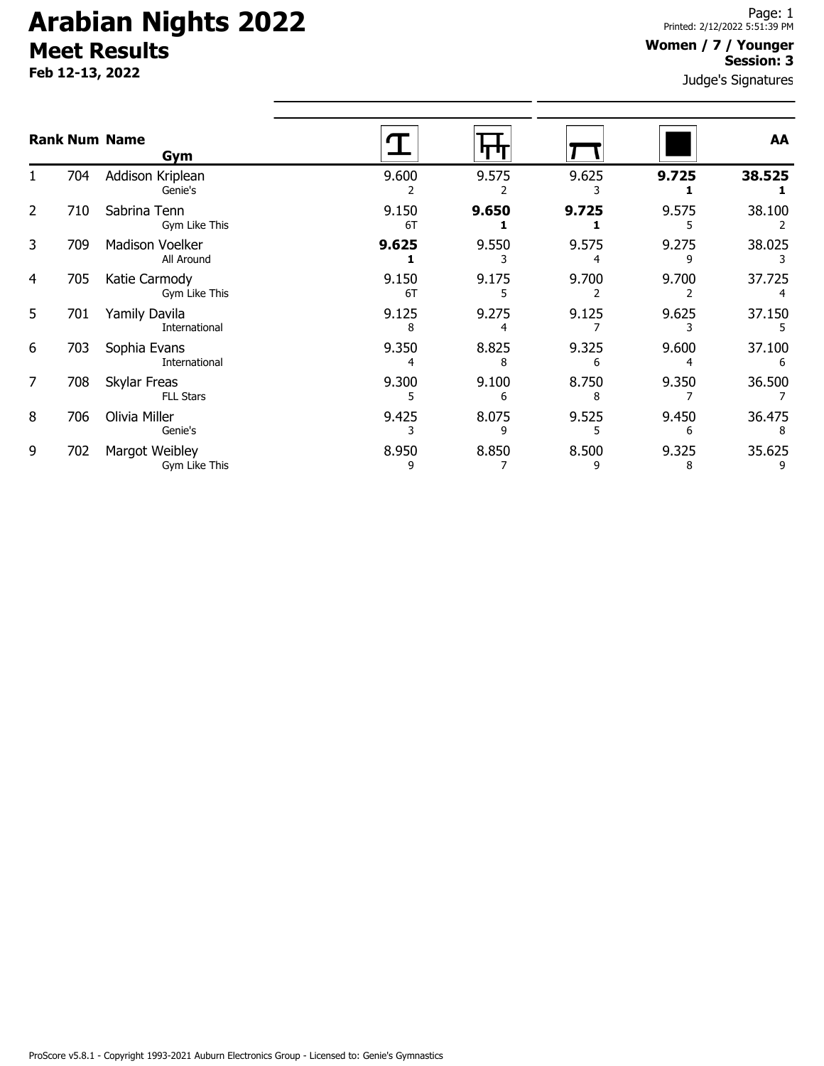# Arabian Nights 2022

## Meet Results

**Feb 12-13, 2022**

Printed: 2/12/2022 5:51:39 PM

**Women / 7 / Younger**
**Session: 3**

Judge's Signatures

| Rank | Num | Name / Gym | Vault | Bars | Beam | Floor | AA |
|---|---|---|---|---|---|---|---|
| 1 | 704 | Addison Kriplean<br>Genie's | 9.600<br>2 | 9.575<br>2 | 9.625<br>3 | **9.725**<br>**1** | **38.525**<br>**1** |
| 2 | 710 | Sabrina Tenn<br>Gym Like This | 9.150<br>6T | **9.650**<br>**1** | **9.725**<br>**1** | 9.575<br>5 | 38.100<br>2 |
| 3 | 709 | Madison Voelker<br>All Around | **9.625**<br>**1** | 9.550<br>3 | 9.575<br>4 | 9.275<br>9 | 38.025<br>3 |
| 4 | 705 | Katie Carmody<br>Gym Like This | 9.150<br>6T | 9.175<br>5 | 9.700<br>2 | 9.700<br>2 | 37.725<br>4 |
| 5 | 701 | Yamily Davila<br>International | 9.125<br>8 | 9.275<br>4 | 9.125<br>7 | 9.625<br>3 | 37.150<br>5 |
| 6 | 703 | Sophia Evans<br>International | 9.350<br>4 | 8.825<br>8 | 9.325<br>6 | 9.600<br>4 | 37.100<br>6 |
| 7 | 708 | Skylar Freas<br>FLL Stars | 9.300<br>5 | 9.100<br>6 | 8.750<br>8 | 9.350<br>7 | 36.500<br>7 |
| 8 | 706 | Olivia Miller<br>Genie's | 9.425<br>3 | 8.075<br>9 | 9.525<br>5 | 9.450<br>6 | 36.475<br>8 |
| 9 | 702 | Margot Weibley<br>Gym Like This | 8.950<br>9 | 8.850<br>7 | 8.500<br>9 | 9.325<br>8 | 35.625<br>9 |

ProScore v5.8.1 - Copyright 1993-2021 Auburn Electronics Group - Licensed to: Genie's Gymnastics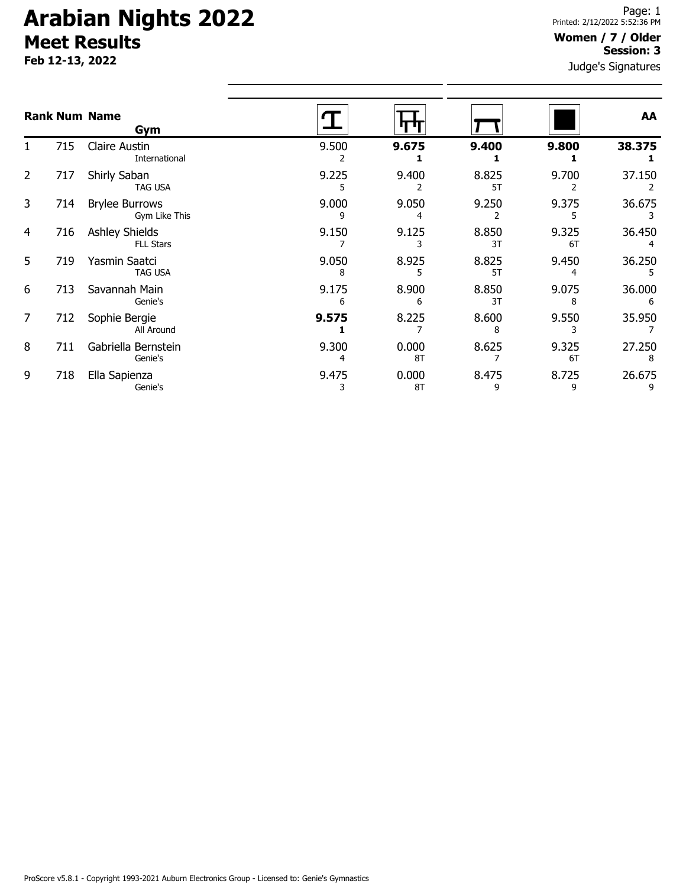# Arabian Nights 2022

## Meet Results

**Feb 12-13, 2022**

Printed: 2/12/2022 5:52:36 PM

**Women / 7 / Older**
**Session: 3**

Judge's Signatures

| Rank | Num | Name / Gym | Vault | Bars | Beam | Floor | AA |
|---|---|---|---|---|---|---|---|
| 1 | 715 | Claire Austin<br>International | 9.500<br>2 | **9.675**<br>**1** | **9.400**<br>**1** | **9.800**<br>**1** | **38.375**<br>**1** |
| 2 | 717 | Shirly Saban<br>TAG USA | 9.225<br>5 | 9.400<br>2 | 8.825<br>5T | 9.700<br>2 | 37.150<br>2 |
| 3 | 714 | Brylee Burrows<br>Gym Like This | 9.000<br>9 | 9.050<br>4 | 9.250<br>2 | 9.375<br>5 | 36.675<br>3 |
| 4 | 716 | Ashley Shields<br>FLL Stars | 9.150<br>7 | 9.125<br>3 | 8.850<br>3T | 9.325<br>6T | 36.450<br>4 |
| 5 | 719 | Yasmin Saatci<br>TAG USA | 9.050<br>8 | 8.925<br>5 | 8.825<br>5T | 9.450<br>4 | 36.250<br>5 |
| 6 | 713 | Savannah Main<br>Genie's | 9.175<br>6 | 8.900<br>6 | 8.850<br>3T | 9.075<br>8 | 36.000<br>6 |
| 7 | 712 | Sophie Bergie<br>All Around | **9.575**<br>**1** | 8.225<br>7 | 8.600<br>8 | 9.550<br>3 | 35.950<br>7 |
| 8 | 711 | Gabriella Bernstein<br>Genie's | 9.300<br>4 | 0.000<br>8T | 8.625<br>7 | 9.325<br>6T | 27.250<br>8 |
| 9 | 718 | Ella Sapienza<br>Genie's | 9.475<br>3 | 0.000<br>8T | 8.475<br>9 | 8.725<br>9 | 26.675<br>9 |

ProScore v5.8.1 - Copyright 1993-2021 Auburn Electronics Group - Licensed to: Genie's Gymnastics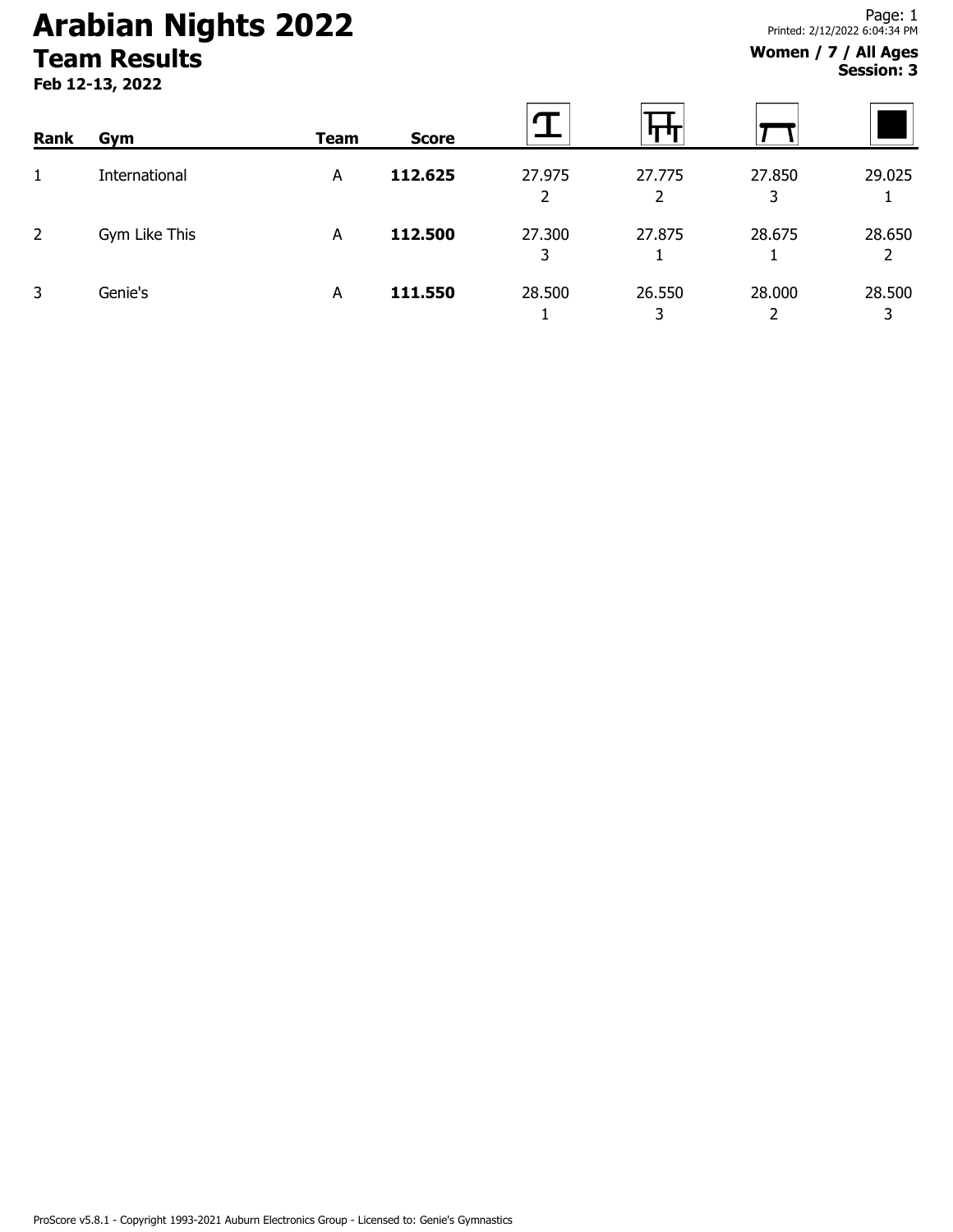# Arabian Nights 2022

## Team Results

**Feb 12-13, 2022**

**Women / 7 / All Ages**
**Session: 3**

| Rank | Gym | Team | Score | Vault | Bars | Beam | Floor |
|---|---|---|---|---|---|---|---|
| 1 | International | A | **112.625** | 27.975<br>2 | 27.775<br>2 | 27.850<br>3 | 29.025<br>1 |
| 2 | Gym Like This | A | **112.500** | 27.300<br>3 | 27.875<br>1 | 28.675<br>1 | 28.650<br>2 |
| 3 | Genie's | A | **111.550** | 28.500<br>1 | 26.550<br>3 | 28.000<br>2 | 28.500<br>3 |

ProScore v5.8.1 - Copyright 1993-2021 Auburn Electronics Group - Licensed to: Genie's Gymnastics